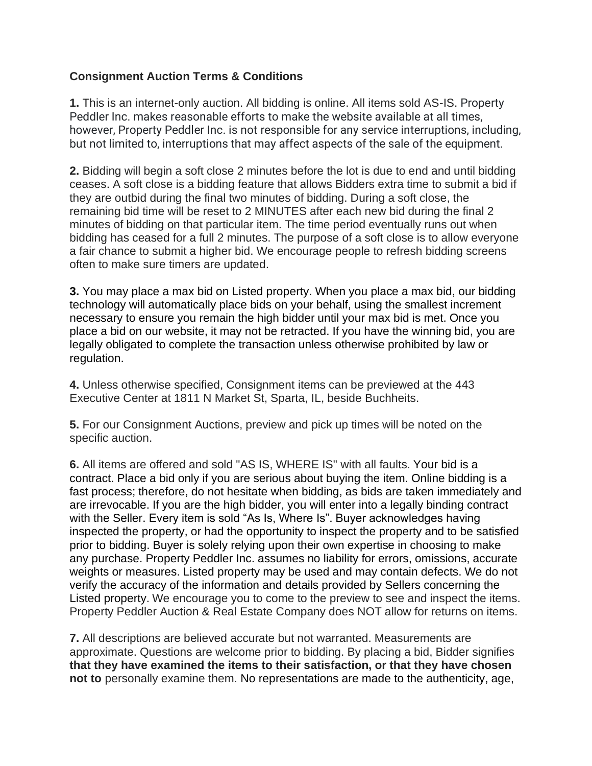**Consignment Auction Terms & Conditions**

**1.** This is an internet-only auction. All bidding is online. All items sold AS-IS. Property Peddler Inc. makes reasonable efforts to make the website available at all times, however, Property Peddler Inc. is not responsible for any service interruptions, including, but not limited to, interruptions that may affect aspects of the sale of the equipment.

**2.** Bidding will begin a soft close 2 minutes before the lot is due to end and until bidding ceases. A soft close is a bidding feature that allows Bidders extra time to submit a bid if they are outbid during the final two minutes of bidding. During a soft close, the remaining bid time will be reset to 2 MINUTES after each new bid during the final 2 minutes of bidding on that particular item. The time period eventually runs out when bidding has ceased for a full 2 minutes. The purpose of a soft close is to allow everyone a fair chance to submit a higher bid. We encourage people to refresh bidding screens often to make sure timers are updated.

**3.** You may place a max bid on Listed property. When you place a max bid, our bidding technology will automatically place bids on your behalf, using the smallest increment necessary to ensure you remain the high bidder until your max bid is met. Once you place a bid on our website, it may not be retracted. If you have the winning bid, you are legally obligated to complete the transaction unless otherwise prohibited by law or regulation.

**4.** Unless otherwise specified, Consignment items can be previewed at the 443 Executive Center at 1811 N Market St, Sparta, IL, beside Buchheits.

**5.** For our Consignment Auctions, preview and pick up times will be noted on the specific auction.

**6.** All items are offered and sold "AS IS, WHERE IS" with all faults. Your bid is a contract. Place a bid only if you are serious about buying the item. Online bidding is a fast process; therefore, do not hesitate when bidding, as bids are taken immediately and are irrevocable. If you are the high bidder, you will enter into a legally binding contract with the Seller. Every item is sold "As Is, Where Is". Buyer acknowledges having inspected the property, or had the opportunity to inspect the property and to be satisfied prior to bidding. Buyer is solely relying upon their own expertise in choosing to make any purchase. Property Peddler Inc. assumes no liability for errors, omissions, accurate weights or measures. Listed property may be used and may contain defects. We do not verify the accuracy of the information and details provided by Sellers concerning the Listed property. We encourage you to come to the preview to see and inspect the items. Property Peddler Auction & Real Estate Company does NOT allow for returns on items.

**7.** All descriptions are believed accurate but not warranted. Measurements are approximate. Questions are welcome prior to bidding. By placing a bid, Bidder signifies **that they have examined the items to their satisfaction, or that they have chosen not to** personally examine them. No representations are made to the authenticity, age,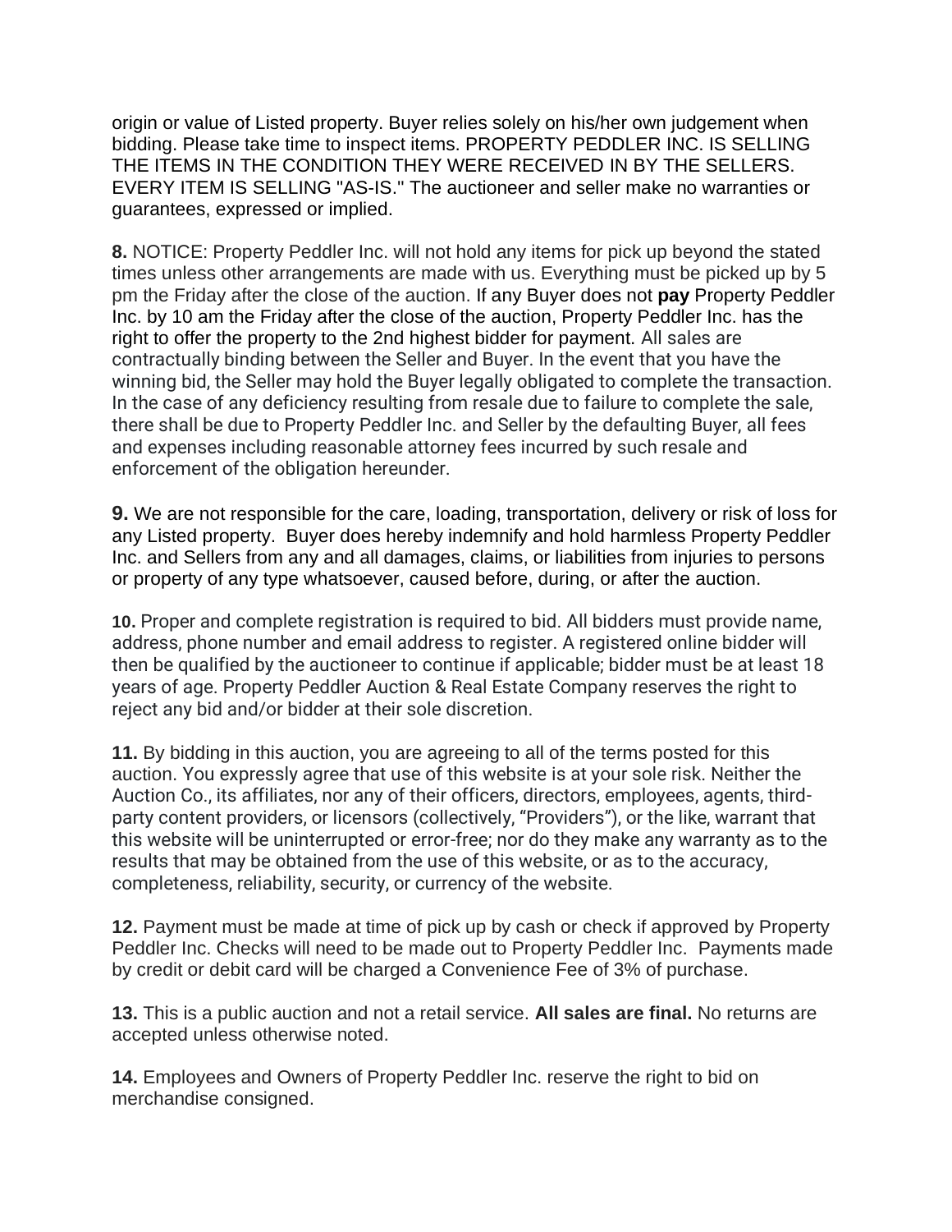origin or value of Listed property. Buyer relies solely on his/her own judgement when bidding. Please take time to inspect items. PROPERTY PEDDLER INC. IS SELLING THE ITEMS IN THE CONDITION THEY WERE RECEIVED IN BY THE SELLERS. EVERY ITEM IS SELLING "AS-IS." The auctioneer and seller make no warranties or guarantees, expressed or implied.

**8.** NOTICE: Property Peddler Inc. will not hold any items for pick up beyond the stated times unless other arrangements are made with us. Everything must be picked up by 5 pm the Friday after the close of the auction. If any Buyer does not **pay** Property Peddler Inc. by 10 am the Friday after the close of the auction, Property Peddler Inc. has the right to offer the property to the 2nd highest bidder for payment. All sales are contractually binding between the Seller and Buyer. In the event that you have the winning bid, the Seller may hold the Buyer legally obligated to complete the transaction. In the case of any deficiency resulting from resale due to failure to complete the sale, there shall be due to Property Peddler Inc. and Seller by the defaulting Buyer, all fees and expenses including reasonable attorney fees incurred by such resale and enforcement of the obligation hereunder.

**9.** We are not responsible for the care, loading, transportation, delivery or risk of loss for any Listed property. Buyer does hereby indemnify and hold harmless Property Peddler Inc. and Sellers from any and all damages, claims, or liabilities from injuries to persons or property of any type whatsoever, caused before, during, or after the auction.

**10.** Proper and complete registration is required to bid. All bidders must provide name, address, phone number and email address to register. A registered online bidder will then be qualified by the auctioneer to continue if applicable; bidder must be at least 18 years of age. Property Peddler Auction & Real Estate Company reserves the right to reject any bid and/or bidder at their sole discretion.

**11.** By bidding in this auction, you are agreeing to all of the terms posted for this auction. You expressly agree that use of this website is at your sole risk. Neither the Auction Co., its affiliates, nor any of their officers, directors, employees, agents, third-party content providers, or licensors (collectively, "Providers"), or the like, warrant that this website will be uninterrupted or error-free; nor do they make any warranty as to the results that may be obtained from the use of this website, or as to the accuracy, completeness, reliability, security, or currency of the website.

**12.** Payment must be made at time of pick up by cash or check if approved by Property Peddler Inc. Checks will need to be made out to Property Peddler Inc. Payments made by credit or debit card will be charged a Convenience Fee of 3% of purchase.

**13.** This is a public auction and not a retail service. **All sales are final.** No returns are accepted unless otherwise noted.

**14.** Employees and Owners of Property Peddler Inc. reserve the right to bid on merchandise consigned.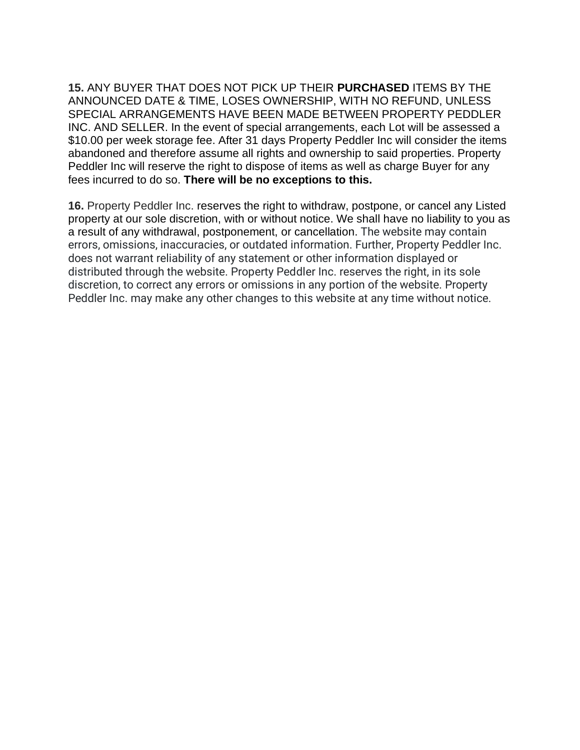**15.** ANY BUYER THAT DOES NOT PICK UP THEIR **PURCHASED** ITEMS BY THE ANNOUNCED DATE & TIME, LOSES OWNERSHIP, WITH NO REFUND, UNLESS SPECIAL ARRANGEMENTS HAVE BEEN MADE BETWEEN PROPERTY PEDDLER INC. AND SELLER. In the event of special arrangements, each Lot will be assessed a $10.00 per week storage fee. After 31 days Property Peddler Inc will consider the items abandoned and therefore assume all rights and ownership to said properties. Property Peddler Inc will reserve the right to dispose of items as well as charge Buyer for any fees incurred to do so. **There will be no exceptions to this.**

**16.** Property Peddler Inc. reserves the right to withdraw, postpone, or cancel any Listed property at our sole discretion, with or without notice. We shall have no liability to you as a result of any withdrawal, postponement, or cancellation. The website may contain errors, omissions, inaccuracies, or outdated information. Further, Property Peddler Inc. does not warrant reliability of any statement or other information displayed or distributed through the website. Property Peddler Inc. reserves the right, in its sole discretion, to correct any errors or omissions in any portion of the website. Property Peddler Inc. may make any other changes to this website at any time without notice.